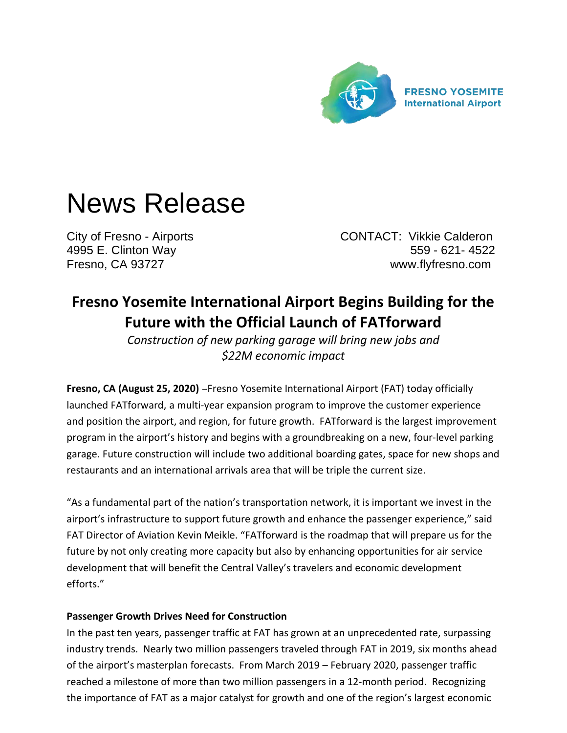FRESNO YOSEMITE
International Airport

# News Release

City of Fresno - Airports
4995 E. Clinton Way
Fresno, CA 93727

CONTACT: Vikkie Calderon
559 - 621- 4522
www.flyfresno.com

## Fresno Yosemite International Airport Begins Building for the Future with the Official Launch of FATforward

*Construction of new parking garage will bring new jobs and $22M economic impact*

**Fresno, CA (August 25, 2020)** –Fresno Yosemite International Airport (FAT) today officially launched FATforward, a multi-year expansion program to improve the customer experience and position the airport, and region, for future growth. FATforward is the largest improvement program in the airport's history and begins with a groundbreaking on a new, four-level parking garage. Future construction will include two additional boarding gates, space for new shops and restaurants and an international arrivals area that will be triple the current size.

"As a fundamental part of the nation's transportation network, it is important we invest in the airport's infrastructure to support future growth and enhance the passenger experience," said FAT Director of Aviation Kevin Meikle. "FATforward is the roadmap that will prepare us for the future by not only creating more capacity but also by enhancing opportunities for air service development that will benefit the Central Valley's travelers and economic development efforts."

**Passenger Growth Drives Need for Construction**

In the past ten years, passenger traffic at FAT has grown at an unprecedented rate, surpassing industry trends. Nearly two million passengers traveled through FAT in 2019, six months ahead of the airport's masterplan forecasts. From March 2019 – February 2020, passenger traffic reached a milestone of more than two million passengers in a 12-month period. Recognizing the importance of FAT as a major catalyst for growth and one of the region's largest economic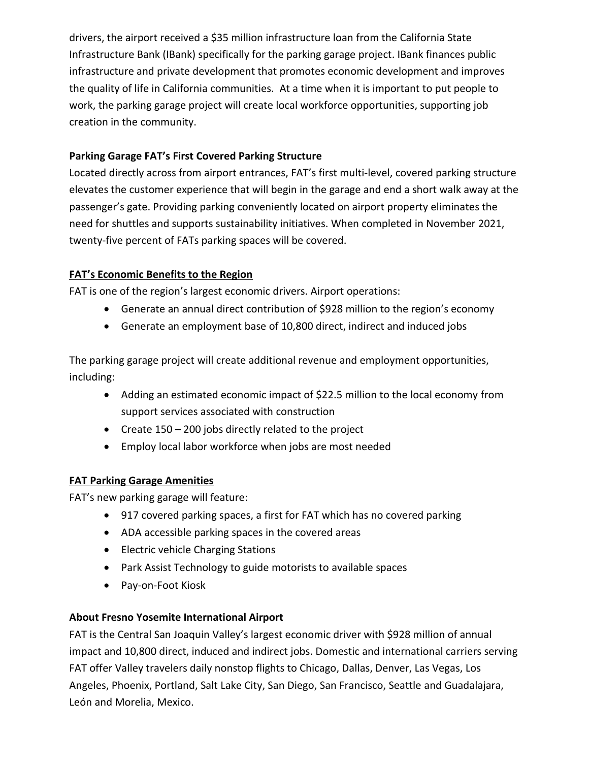drivers, the airport received a $35 million infrastructure loan from the California State Infrastructure Bank (IBank) specifically for the parking garage project. IBank finances public infrastructure and private development that promotes economic development and improves the quality of life in California communities. At a time when it is important to put people to work, the parking garage project will create local workforce opportunities, supporting job creation in the community.

**Parking Garage FAT's First Covered Parking Structure**

Located directly across from airport entrances, FAT's first multi-level, covered parking structure elevates the customer experience that will begin in the garage and end a short walk away at the passenger's gate. Providing parking conveniently located on airport property eliminates the need for shuttles and supports sustainability initiatives. When completed in November 2021, twenty-five percent of FATs parking spaces will be covered.

**FAT's Economic Benefits to the Region**

FAT is one of the region's largest economic drivers. Airport operations:

- Generate an annual direct contribution of $928 million to the region's economy
- Generate an employment base of 10,800 direct, indirect and induced jobs

The parking garage project will create additional revenue and employment opportunities, including:

- Adding an estimated economic impact of $22.5 million to the local economy from support services associated with construction
- Create 150 – 200 jobs directly related to the project
- Employ local labor workforce when jobs are most needed

**FAT Parking Garage Amenities**

FAT's new parking garage will feature:

- 917 covered parking spaces, a first for FAT which has no covered parking
- ADA accessible parking spaces in the covered areas
- Electric vehicle Charging Stations
- Park Assist Technology to guide motorists to available spaces
- Pay-on-Foot Kiosk

**About Fresno Yosemite International Airport**

FAT is the Central San Joaquin Valley's largest economic driver with $928 million of annual impact and 10,800 direct, induced and indirect jobs. Domestic and international carriers serving FAT offer Valley travelers daily nonstop flights to Chicago, Dallas, Denver, Las Vegas, Los Angeles, Phoenix, Portland, Salt Lake City, San Diego, San Francisco, Seattle and Guadalajara, León and Morelia, Mexico.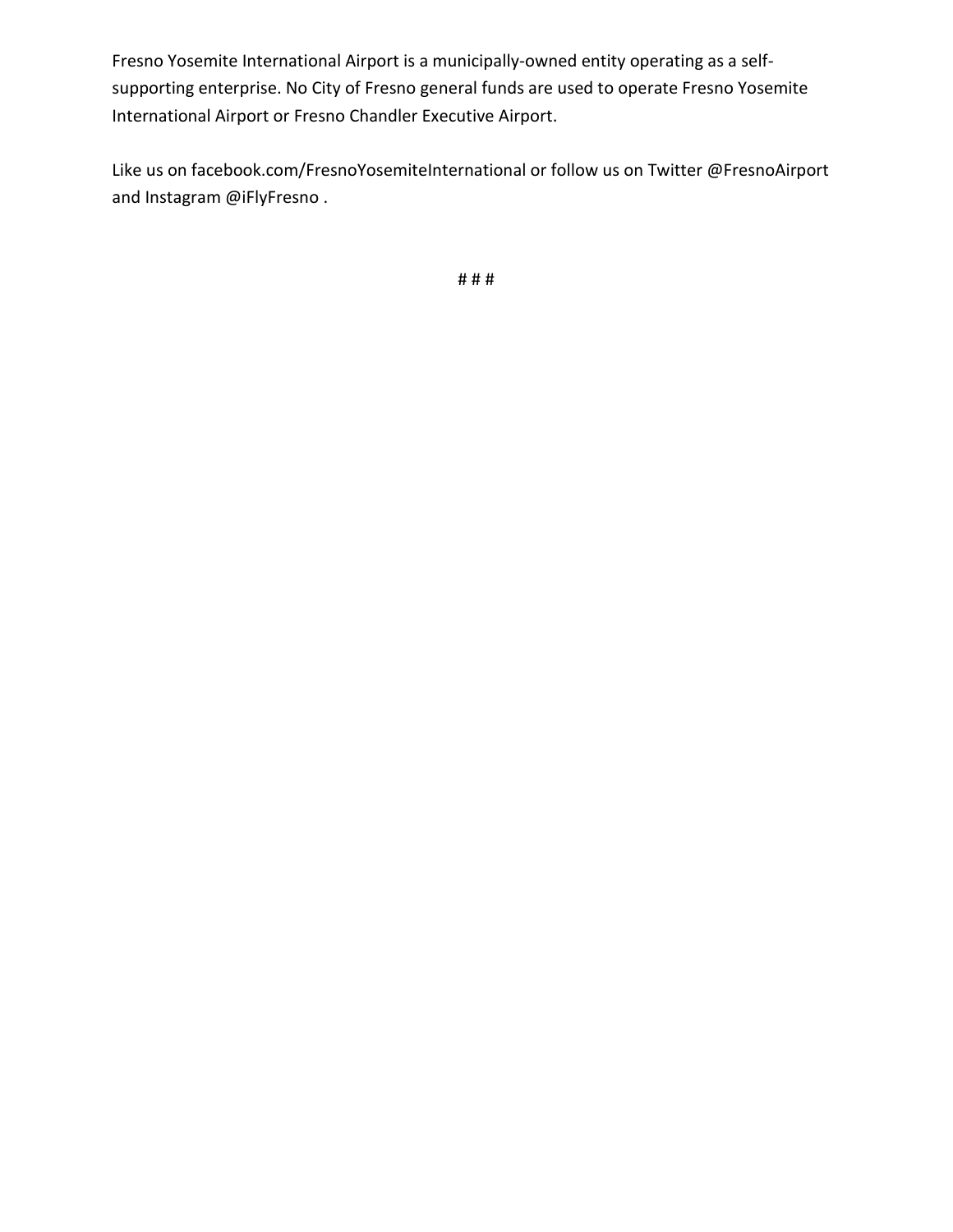Fresno Yosemite International Airport is a municipally-owned entity operating as a self-supporting enterprise. No City of Fresno general funds are used to operate Fresno Yosemite International Airport or Fresno Chandler Executive Airport.

Like us on facebook.com/FresnoYosemiteInternational or follow us on Twitter @FresnoAirport and Instagram @iFlyFresno .

# # #